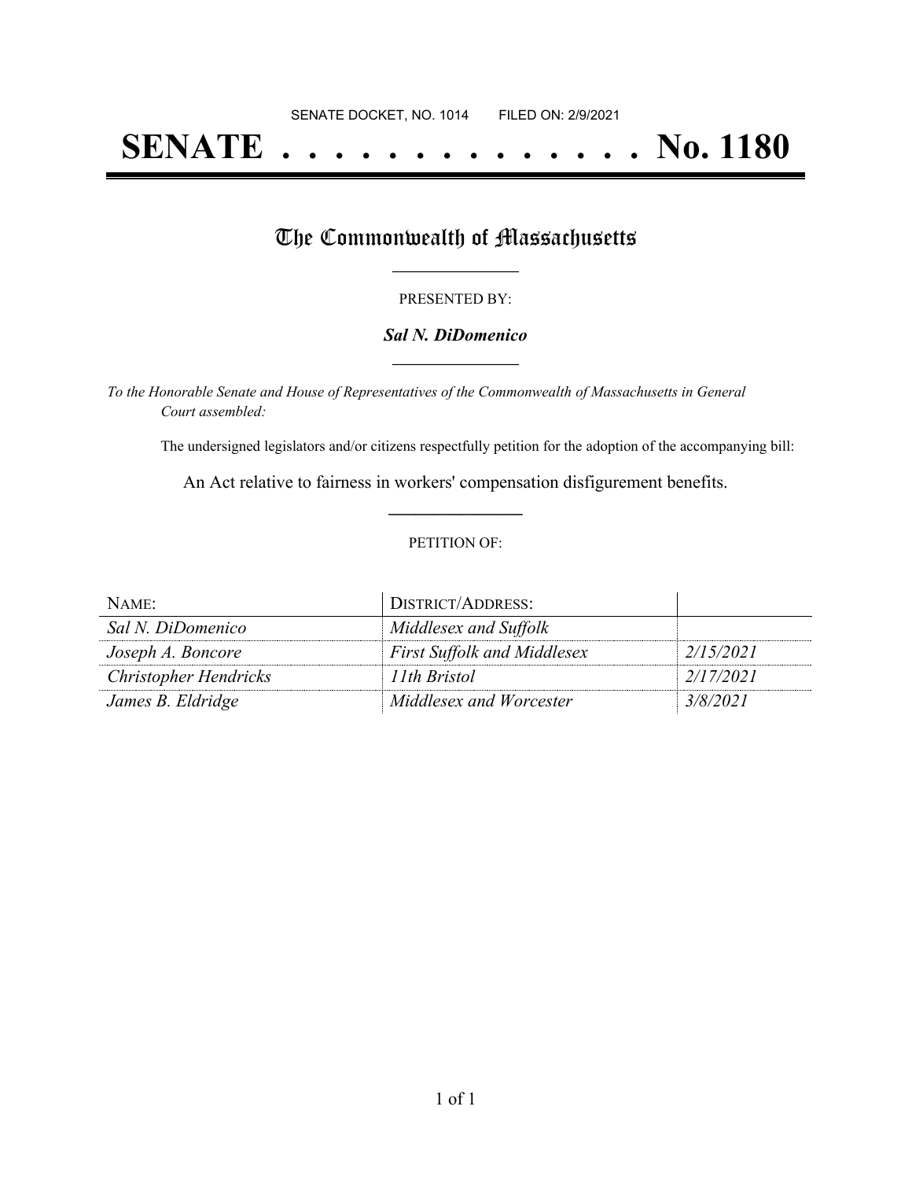SENATE DOCKET, NO. 1014        FILED ON: 2/9/2021

# SENATE . . . . . . . . . . . . . . No. 1180

## The Commonwealth of Massachusetts

PRESENTED BY:

***Sal N. DiDomenico***

*To the Honorable Senate and House of Representatives of the Commonwealth of Massachusetts in General Court assembled:*

The undersigned legislators and/or citizens respectfully petition for the adoption of the accompanying bill:

An Act relative to fairness in workers' compensation disfigurement benefits.

PETITION OF:

| NAME: | DISTRICT/ADDRESS: | |
|---|---|---|
| *Sal N. DiDomenico* | *Middlesex and Suffolk* | |
| *Joseph A. Boncore* | *First Suffolk and Middlesex* | *2/15/2021* |
| *Christopher Hendricks* | *11th Bristol* | *2/17/2021* |
| *James B. Eldridge* | *Middlesex and Worcester* | *3/8/2021* |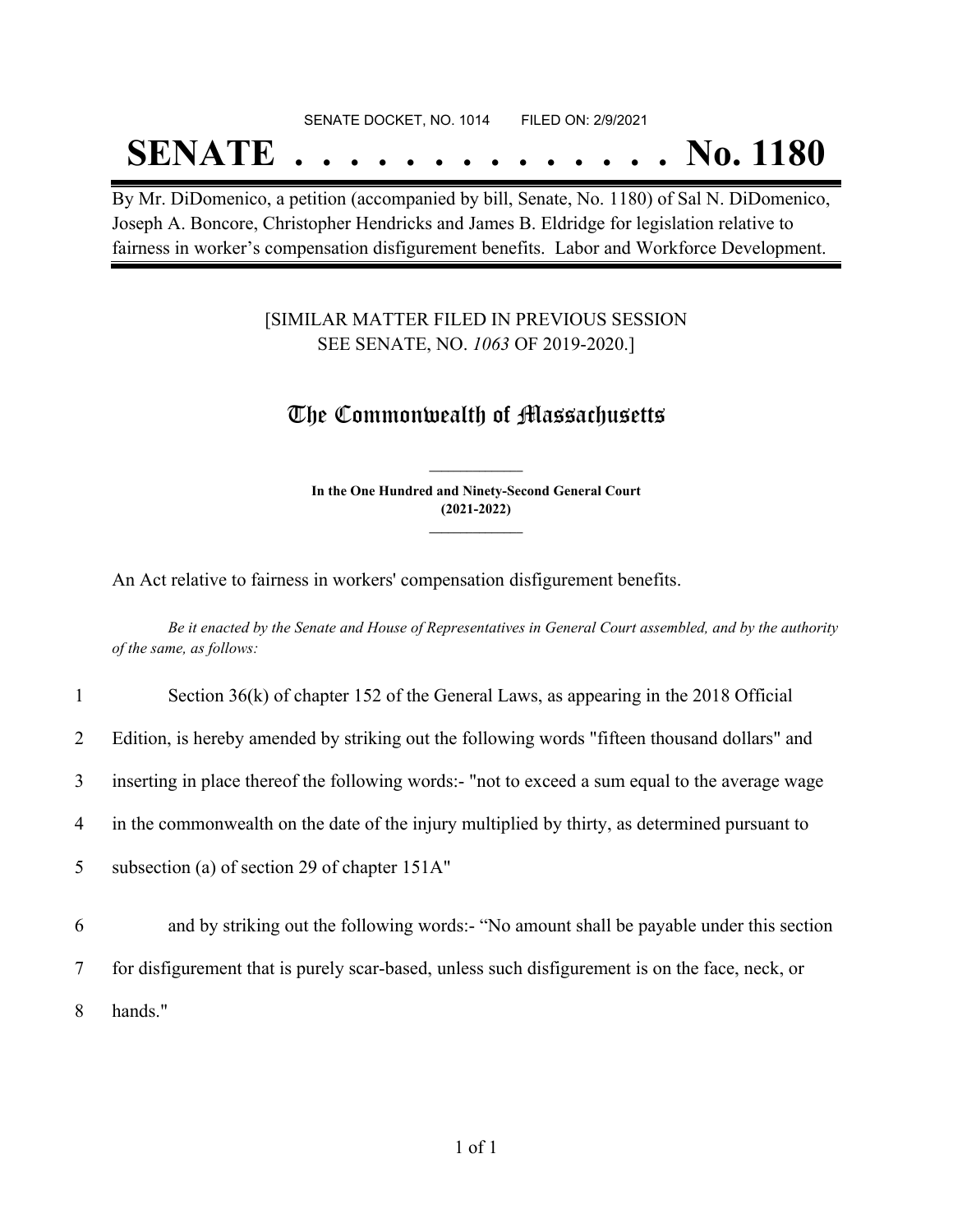SENATE DOCKET, NO. 1014 FILED ON: 2/9/2021

# SENATE . . . . . . . . . . . . . . No. 1180

By Mr. DiDomenico, a petition (accompanied by bill, Senate, No. 1180) of Sal N. DiDomenico, Joseph A. Boncore, Christopher Hendricks and James B. Eldridge for legislation relative to fairness in worker's compensation disfigurement benefits. Labor and Workforce Development.

[SIMILAR MATTER FILED IN PREVIOUS SESSION SEE SENATE, NO. *1063* OF 2019-2020.]

## The Commonwealth of Massachusetts

**In the One Hundred and Ninety-Second General Court (2021-2022)**

An Act relative to fairness in workers' compensation disfigurement benefits.

*Be it enacted by the Senate and House of Representatives in General Court assembled, and by the authority of the same, as follows:*

1 Section 36(k) of chapter 152 of the General Laws, as appearing in the 2018 Official
2 Edition, is hereby amended by striking out the following words "fifteen thousand dollars" and
3 inserting in place thereof the following words:- "not to exceed a sum equal to the average wage
4 in the commonwealth on the date of the injury multiplied by thirty, as determined pursuant to
5 subsection (a) of section 29 of chapter 151A"

6 and by striking out the following words:- "No amount shall be payable under this section
7 for disfigurement that is purely scar-based, unless such disfigurement is on the face, neck, or
8 hands."